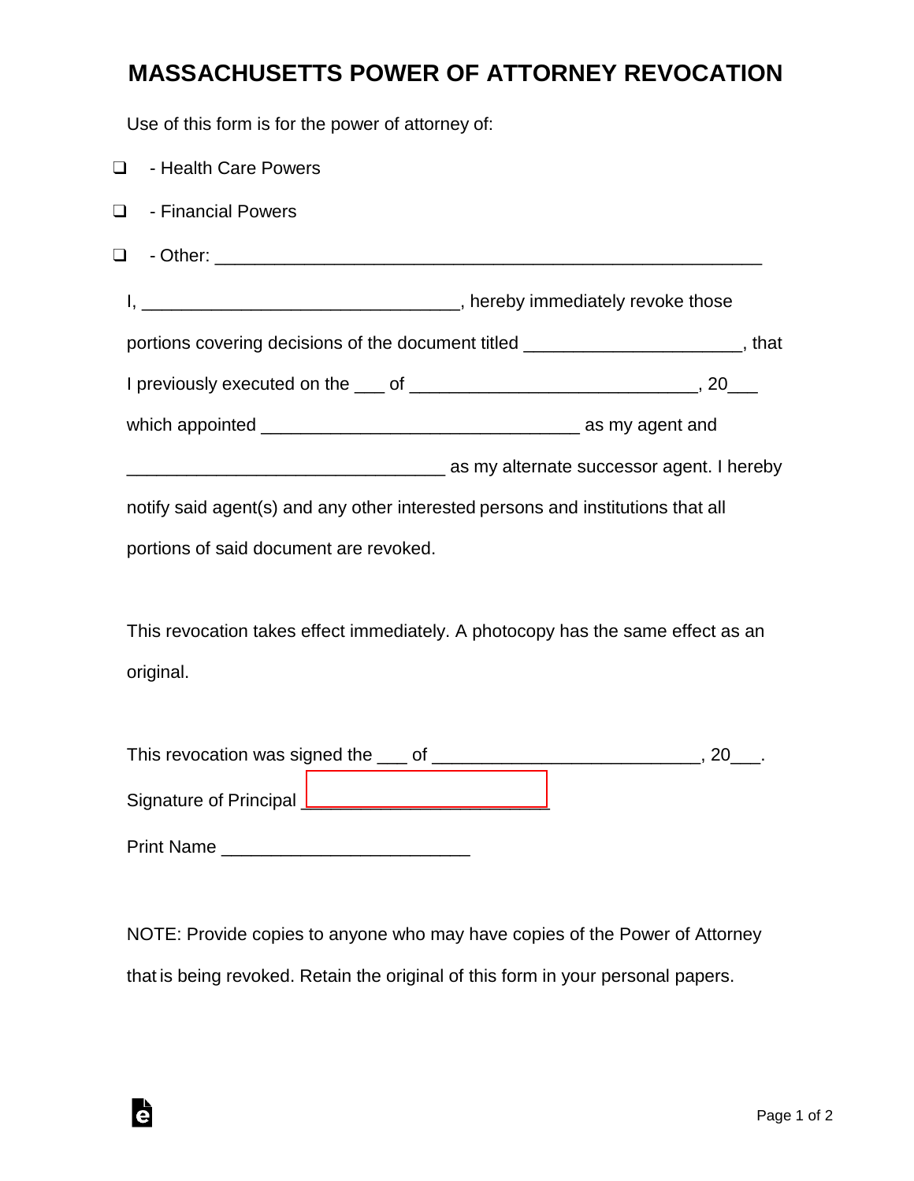# MASSACHUSETTS POWER OF ATTORNEY REVOCATION

Use of this form is for the power of attorney of:

❑ - Health Care Powers

❑ - Financial Powers

❑ - Other: ________________________________________________________

I, ________________________________, hereby immediately revoke those portions covering decisions of the document titled ______________________, that I previously executed on the ___ of _____________________________, 20___ which appointed ________________________________ as my agent and ________________________________ as my alternate successor agent. I hereby notify said agent(s) and any other interested persons and institutions that all portions of said document are revoked.

This revocation takes effect immediately. A photocopy has the same effect as an original.

This revocation was signed the ___ of ___________________________, 20___.

Signature of Principal _________________________

Print Name _________________________

NOTE: Provide copies to anyone who may have copies of the Power of Attorney that is being revoked. Retain the original of this form in your personal papers.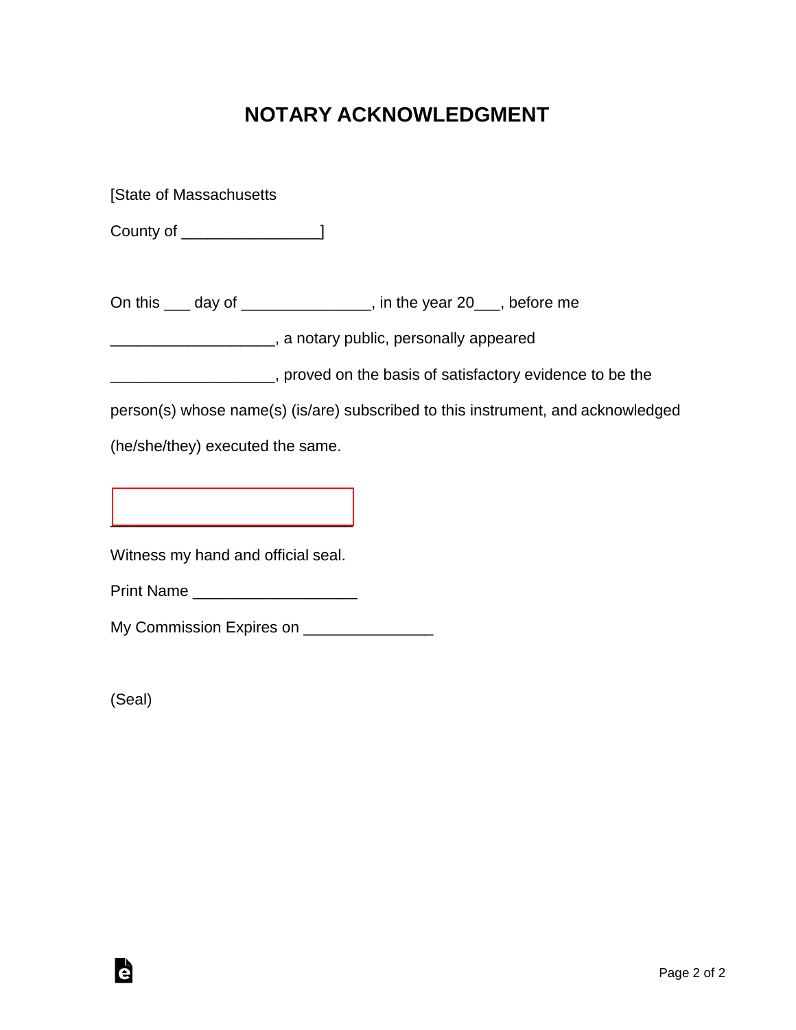# NOTARY ACKNOWLEDGMENT

[State of Massachusetts

County of ________________]

On this ___ day of _______________, in the year 20___, before me

___________________, a notary public, personally appeared

___________________, proved on the basis of satisfactory evidence to be the

person(s) whose name(s) (is/are) subscribed to this instrument, and acknowledged

(he/she/they) executed the same.

____________________________

Witness my hand and official seal.

Print Name ___________________

My Commission Expires on _______________

(Seal)